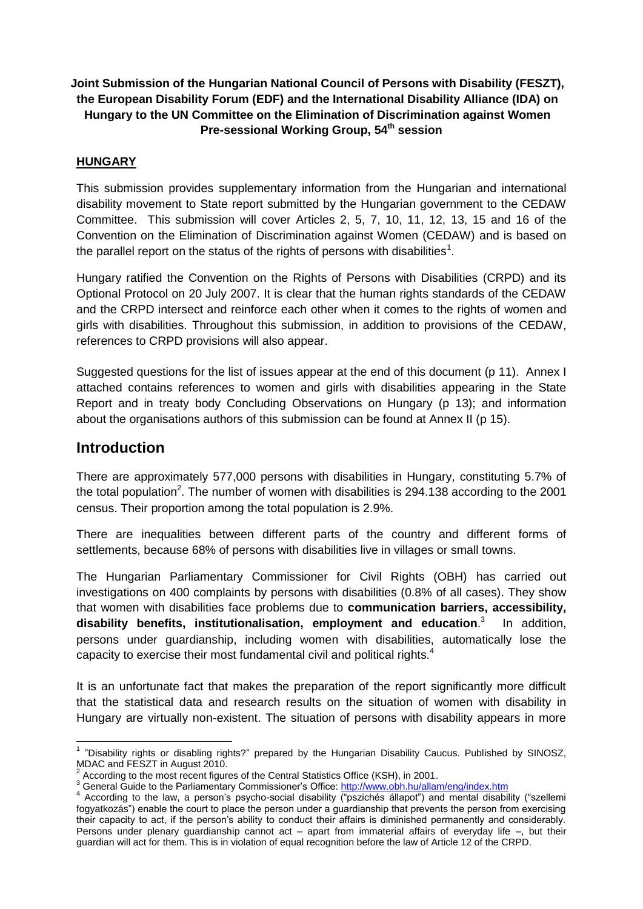**Joint Submission of the Hungarian National Council of Persons with Disability (FESZT), the European Disability Forum (EDF) and the International Disability Alliance (IDA) on Hungary to the UN Committee on the Elimination of Discrimination against Women Pre-sessional Working Group, 54th session**

**HUNGARY**

This submission provides supplementary information from the Hungarian and international disability movement to State report submitted by the Hungarian government to the CEDAW Committee. This submission will cover Articles 2, 5, 7, 10, 11, 12, 13, 15 and 16 of the Convention on the Elimination of Discrimination against Women (CEDAW) and is based on the parallel report on the status of the rights of persons with disabilities[1].

Hungary ratified the Convention on the Rights of Persons with Disabilities (CRPD) and its Optional Protocol on 20 July 2007. It is clear that the human rights standards of the CEDAW and the CRPD intersect and reinforce each other when it comes to the rights of women and girls with disabilities. Throughout this submission, in addition to provisions of the CEDAW, references to CRPD provisions will also appear.

Suggested questions for the list of issues appear at the end of this document (p 11). Annex I attached contains references to women and girls with disabilities appearing in the State Report and in treaty body Concluding Observations on Hungary (p 13); and information about the organisations authors of this submission can be found at Annex II (p 15).

## Introduction

There are approximately 577,000 persons with disabilities in Hungary, constituting 5.7% of the total population[2]. The number of women with disabilities is 294.138 according to the 2001 census. Their proportion among the total population is 2.9%.

There are inequalities between different parts of the country and different forms of settlements, because 68% of persons with disabilities live in villages or small towns.

The Hungarian Parliamentary Commissioner for Civil Rights (OBH) has carried out investigations on 400 complaints by persons with disabilities (0.8% of all cases). They show that women with disabilities face problems due to **communication barriers, accessibility, disability benefits, institutionalisation, employment and education**.[3] In addition, persons under guardianship, including women with disabilities, automatically lose the capacity to exercise their most fundamental civil and political rights.[4]

It is an unfortunate fact that makes the preparation of the report significantly more difficult that the statistical data and research results on the situation of women with disability in Hungary are virtually non-existent. The situation of persons with disability appears in more

---

[1] "Disability rights or disabling rights?" prepared by the Hungarian Disability Caucus. Published by SINOSZ, MDAC and FESZT in August 2010.

[2] According to the most recent figures of the Central Statistics Office (KSH), in 2001.

[3] General Guide to the Parliamentary Commissioner's Office: http://www.obh.hu/allam/eng/index.htm

[4] According to the law, a person's psycho-social disability ("pszichés állapot") and mental disability ("szellemi fogyatkozás") enable the court to place the person under a guardianship that prevents the person from exercising their capacity to act, if the person's ability to conduct their affairs is diminished permanently and considerably. Persons under plenary guardianship cannot act – apart from immaterial affairs of everyday life –, but their guardian will act for them. This is in violation of equal recognition before the law of Article 12 of the CRPD.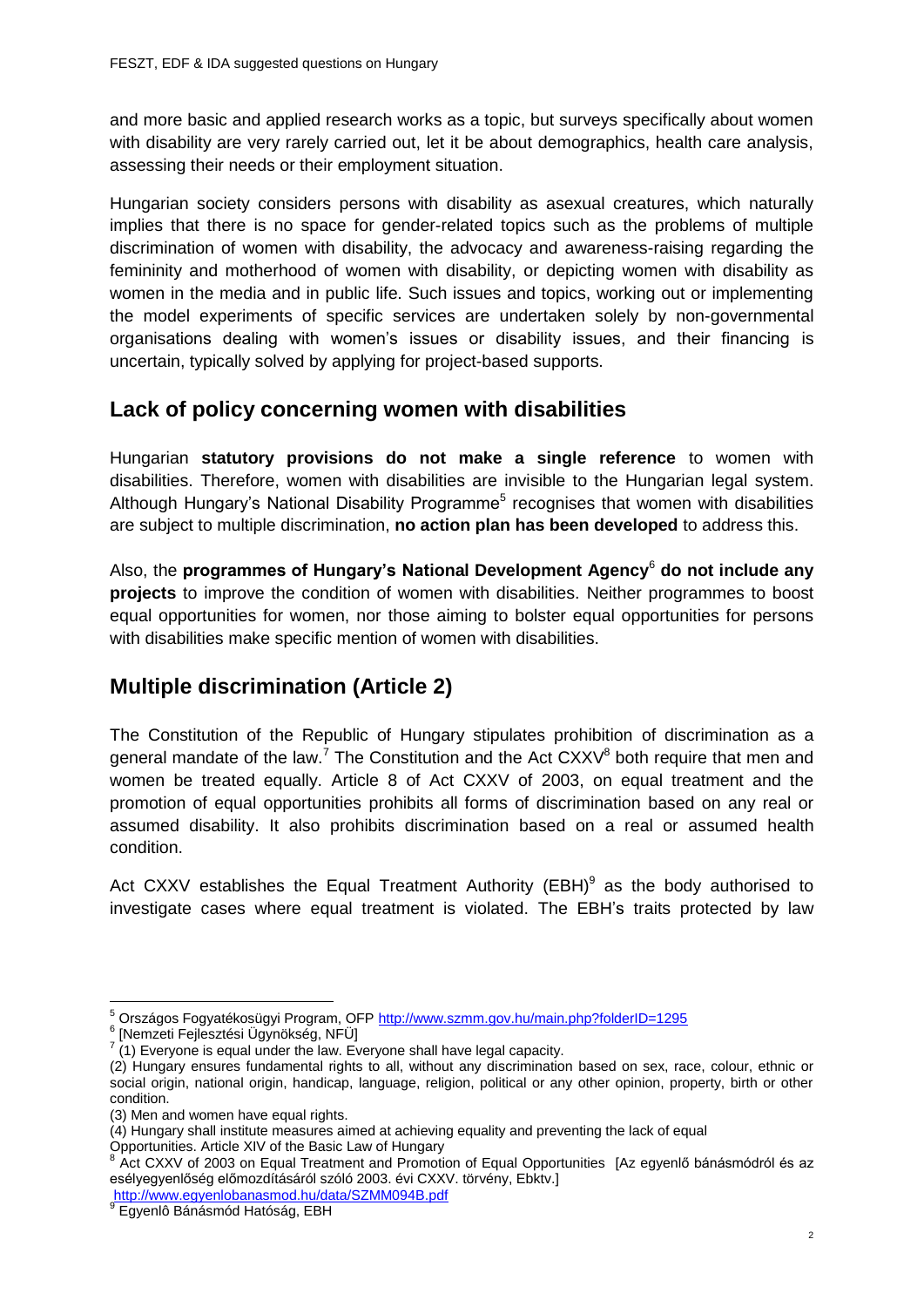and more basic and applied research works as a topic, but surveys specifically about women with disability are very rarely carried out, let it be about demographics, health care analysis, assessing their needs or their employment situation.

Hungarian society considers persons with disability as asexual creatures, which naturally implies that there is no space for gender-related topics such as the problems of multiple discrimination of women with disability, the advocacy and awareness-raising regarding the femininity and motherhood of women with disability, or depicting women with disability as women in the media and in public life. Such issues and topics, working out or implementing the model experiments of specific services are undertaken solely by non-governmental organisations dealing with women's issues or disability issues, and their financing is uncertain, typically solved by applying for project-based supports.

## Lack of policy concerning women with disabilities

Hungarian **statutory provisions do not make a single reference** to women with disabilities. Therefore, women with disabilities are invisible to the Hungarian legal system. Although Hungary's National Disability Programme[5] recognises that women with disabilities are subject to multiple discrimination, **no action plan has been developed** to address this.

Also, the **programmes of Hungary's National Development Agency**[6] **do not include any projects** to improve the condition of women with disabilities. Neither programmes to boost equal opportunities for women, nor those aiming to bolster equal opportunities for persons with disabilities make specific mention of women with disabilities.

## Multiple discrimination (Article 2)

The Constitution of the Republic of Hungary stipulates prohibition of discrimination as a general mandate of the law.[7] The Constitution and the Act CXXV[8] both require that men and women be treated equally. Article 8 of Act CXXV of 2003, on equal treatment and the promotion of equal opportunities prohibits all forms of discrimination based on any real or assumed disability. It also prohibits discrimination based on a real or assumed health condition.

Act CXXV establishes the Equal Treatment Authority (EBH)[9] as the body authorised to investigate cases where equal treatment is violated. The EBH's traits protected by law

---

[5] Országos Fogyatékosügyi Program, OFP http://www.szmm.gov.hu/main.php?folderID=1295

[6] [Nemzeti Fejlesztési Ügynökség, NFÜ]

[7] (1) Everyone is equal under the law. Everyone shall have legal capacity.
(2) Hungary ensures fundamental rights to all, without any discrimination based on sex, race, colour, ethnic or social origin, national origin, handicap, language, religion, political or any other opinion, property, birth or other condition.
(3) Men and women have equal rights.
(4) Hungary shall institute measures aimed at achieving equality and preventing the lack of equal Opportunities. Article XIV of the Basic Law of Hungary

[8] Act CXXV of 2003 on Equal Treatment and Promotion of Equal Opportunities [Az egyenlő bánásmódról és az esélyegyenlőség előmozdításáról szóló 2003. évi CXXV. törvény, Ebktv.] http://www.egyenlobanasmod.hu/data/SZMM094B.pdf

[9] Egyenlô Bánásmód Hatóság, EBH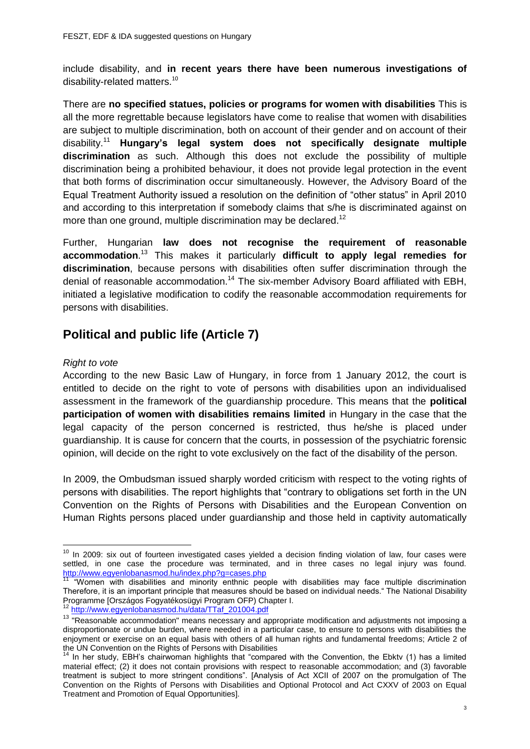include disability, and **in recent years there have been numerous investigations of** disability-related matters.[10]

There are **no specified statues, policies or programs for women with disabilities** This is all the more regrettable because legislators have come to realise that women with disabilities are subject to multiple discrimination, both on account of their gender and on account of their disability.[11] **Hungary's legal system does not specifically designate multiple discrimination** as such. Although this does not exclude the possibility of multiple discrimination being a prohibited behaviour, it does not provide legal protection in the event that both forms of discrimination occur simultaneously. However, the Advisory Board of the Equal Treatment Authority issued a resolution on the definition of "other status" in April 2010 and according to this interpretation if somebody claims that s/he is discriminated against on more than one ground, multiple discrimination may be declared.[12]

Further, Hungarian **law does not recognise the requirement of reasonable accommodation**.[13] This makes it particularly **difficult to apply legal remedies for discrimination**, because persons with disabilities often suffer discrimination through the denial of reasonable accommodation.[14] The six-member Advisory Board affiliated with EBH, initiated a legislative modification to codify the reasonable accommodation requirements for persons with disabilities.

## Political and public life (Article 7)

*Right to vote*

According to the new Basic Law of Hungary, in force from 1 January 2012, the court is entitled to decide on the right to vote of persons with disabilities upon an individualised assessment in the framework of the guardianship procedure. This means that the **political participation of women with disabilities remains limited** in Hungary in the case that the legal capacity of the person concerned is restricted, thus he/she is placed under guardianship. It is cause for concern that the courts, in possession of the psychiatric forensic opinion, will decide on the right to vote exclusively on the fact of the disability of the person.

In 2009, the Ombudsman issued sharply worded criticism with respect to the voting rights of persons with disabilities. The report highlights that "contrary to obligations set forth in the UN Convention on the Rights of Persons with Disabilities and the European Convention on Human Rights persons placed under guardianship and those held in captivity automatically

---

[10] In 2009: six out of fourteen investigated cases yielded a decision finding violation of law, four cases were settled, in one case the procedure was terminated, and in three cases no legal injury was found. http://www.egyenlobanasmod.hu/index.php?g=cases.php

[11] "Women with disabilities and minority enthnic people with disabilities may face multiple discrimination Therefore, it is an important principle that measures should be based on individual needs." The National Disability Programme [Országos Fogyatékosügyi Program OFP) Chapter I.

[12] http://www.egyenlobanasmod.hu/data/TTaf_201004.pdf

[13] "Reasonable accommodation" means necessary and appropriate modification and adjustments not imposing a disproportionate or undue burden, where needed in a particular case, to ensure to persons with disabilities the enjoyment or exercise on an equal basis with others of all human rights and fundamental freedoms; Article 2 of the UN Convention on the Rights of Persons with Disabilities

[14] In her study, EBH's chairwoman highlights that "compared with the Convention, the Ebktv (1) has a limited material effect; (2) it does not contain provisions with respect to reasonable accommodation; and (3) favorable treatment is subject to more stringent conditions". [Analysis of Act XCII of 2007 on the promulgation of The Convention on the Rights of Persons with Disabilities and Optional Protocol and Act CXXV of 2003 on Equal Treatment and Promotion of Equal Opportunities].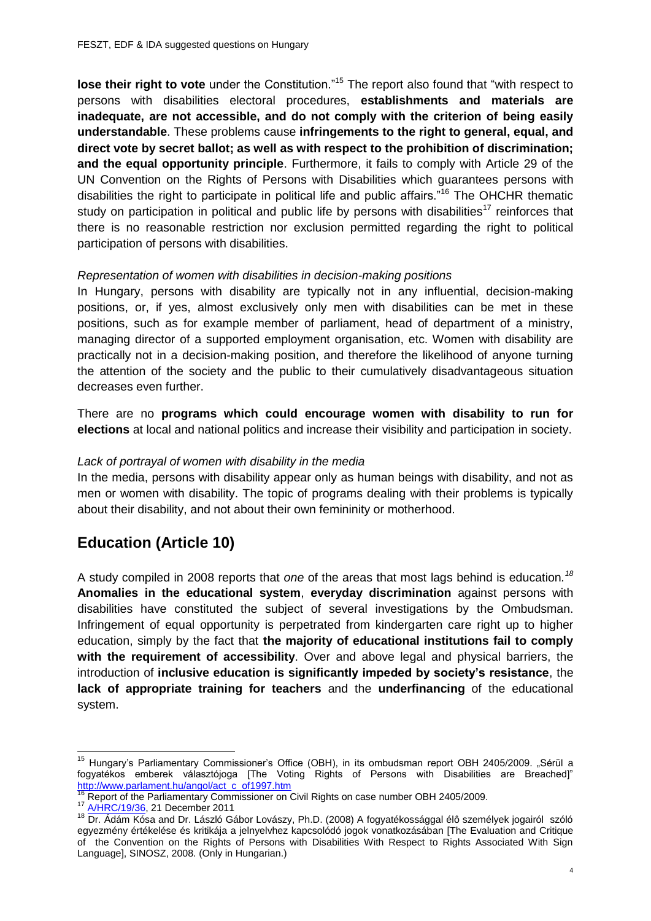**lose their right to vote** under the Constitution."[15] The report also found that "with respect to persons with disabilities electoral procedures, **establishments and materials are inadequate, are not accessible, and do not comply with the criterion of being easily understandable**. These problems cause **infringements to the right to general, equal, and direct vote by secret ballot; as well as with respect to the prohibition of discrimination; and the equal opportunity principle**. Furthermore, it fails to comply with Article 29 of the UN Convention on the Rights of Persons with Disabilities which guarantees persons with disabilities the right to participate in political life and public affairs."[16] The OHCHR thematic study on participation in political and public life by persons with disabilities[17] reinforces that there is no reasonable restriction nor exclusion permitted regarding the right to political participation of persons with disabilities.

*Representation of women with disabilities in decision-making positions*

In Hungary, persons with disability are typically not in any influential, decision-making positions, or, if yes, almost exclusively only men with disabilities can be met in these positions, such as for example member of parliament, head of department of a ministry, managing director of a supported employment organisation, etc. Women with disability are practically not in a decision-making position, and therefore the likelihood of anyone turning the attention of the society and the public to their cumulatively disadvantageous situation decreases even further.

There are no **programs which could encourage women with disability to run for elections** at local and national politics and increase their visibility and participation in society.

*Lack of portrayal of women with disability in the media*

In the media, persons with disability appear only as human beings with disability, and not as men or women with disability. The topic of programs dealing with their problems is typically about their disability, and not about their own femininity or motherhood.

## Education (Article 10)

A study compiled in 2008 reports that *one* of the areas that most lags behind is education.[18] **Anomalies in the educational system**, **everyday discrimination** against persons with disabilities have constituted the subject of several investigations by the Ombudsman. Infringement of equal opportunity is perpetrated from kindergarten care right up to higher education, simply by the fact that **the majority of educational institutions fail to comply with the requirement of accessibility**. Over and above legal and physical barriers, the introduction of **inclusive education is significantly impeded by society's resistance**, the **lack of appropriate training for teachers** and the **underfinancing** of the educational system.

---

[15] Hungary's Parliamentary Commissioner's Office (OBH), in its ombudsman report OBH 2405/2009. „Sérül a fogyatékos emberek választójoga [The Voting Rights of Persons with Disabilities are Breached]" http://www.parlament.hu/angol/act_c_of1997.htm

[16] Report of the Parliamentary Commissioner on Civil Rights on case number OBH 2405/2009.

[17] A/HRC/19/36, 21 December 2011

[18] Dr. Ádám Kósa and Dr. László Gábor Lovászy, Ph.D. (2008) A fogyatékossággal élő személyek jogairól szóló egyezmény értékelése és kritikája a jelnyelvhez kapcsolódó jogok vonatkozásában [The Evaluation and Critique of the Convention on the Rights of Persons with Disabilities With Respect to Rights Associated With Sign Language], SINOSZ, 2008. (Only in Hungarian.)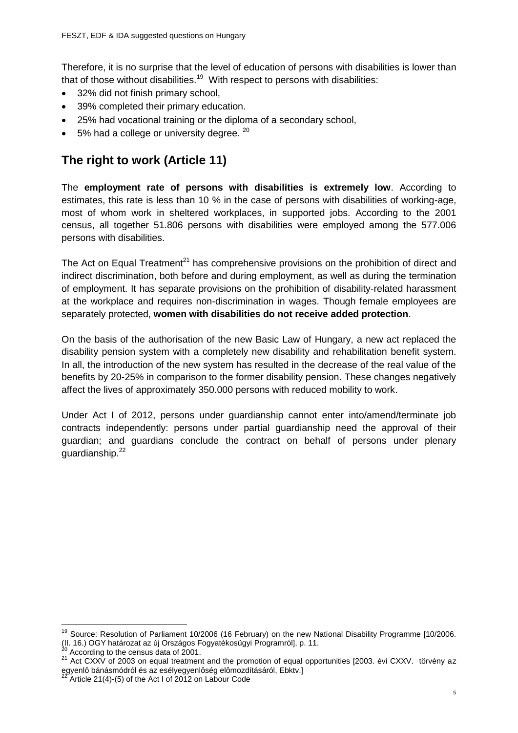Therefore, it is no surprise that the level of education of persons with disabilities is lower than that of those without disabilities.[19] With respect to persons with disabilities:

- 32% did not finish primary school,
- 39% completed their primary education.
- 25% had vocational training or the diploma of a secondary school,
- 5% had a college or university degree. [20]

## The right to work (Article 11)

The **employment rate of persons with disabilities is extremely low**. According to estimates, this rate is less than 10 % in the case of persons with disabilities of working-age, most of whom work in sheltered workplaces, in supported jobs. According to the 2001 census, all together 51.806 persons with disabilities were employed among the 577.006 persons with disabilities.

The Act on Equal Treatment[21] has comprehensive provisions on the prohibition of direct and indirect discrimination, both before and during employment, as well as during the termination of employment. It has separate provisions on the prohibition of disability-related harassment at the workplace and requires non-discrimination in wages. Though female employees are separately protected, **women with disabilities do not receive added protection**.

On the basis of the authorisation of the new Basic Law of Hungary, a new act replaced the disability pension system with a completely new disability and rehabilitation benefit system. In all, the introduction of the new system has resulted in the decrease of the real value of the benefits by 20-25% in comparison to the former disability pension. These changes negatively affect the lives of approximately 350.000 persons with reduced mobility to work.

Under Act I of 2012, persons under guardianship cannot enter into/amend/terminate job contracts independently: persons under partial guardianship need the approval of their guardian; and guardians conclude the contract on behalf of persons under plenary guardianship.[22]

---

[19] Source: Resolution of Parliament 10/2006 (16 February) on the new National Disability Programme [10/2006. (II. 16.) OGY határozat az új Országos Fogyatékosügyi Programról], p. 11.

[20] According to the census data of 2001.

[21] Act CXXV of 2003 on equal treatment and the promotion of equal opportunities [2003. évi CXXV. törvény az egyenlô bánásmódról és az esélyegyenlôség elômozdításáról, Ebktv.]

[22] Article 21(4)-(5) of the Act I of 2012 on Labour Code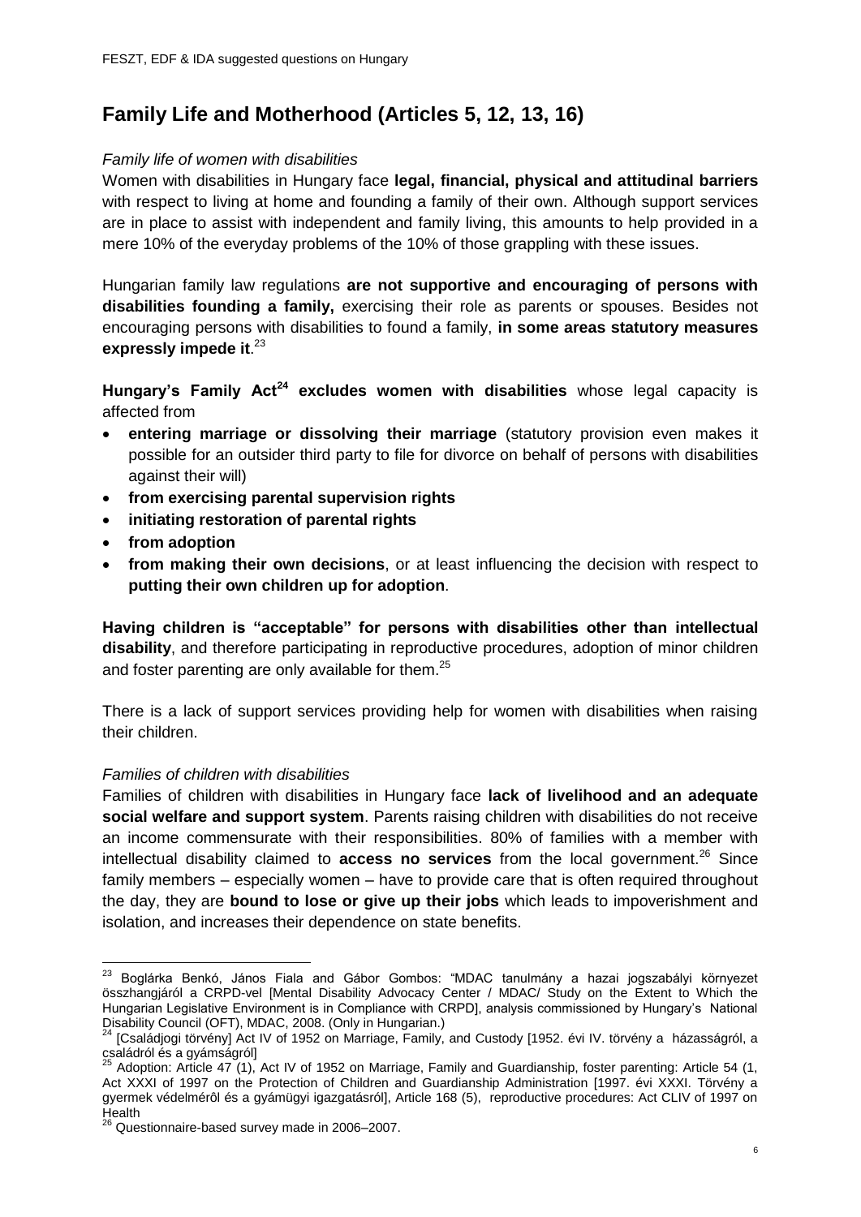## Family Life and Motherhood (Articles 5, 12, 13, 16)

*Family life of women with disabilities*

Women with disabilities in Hungary face **legal, financial, physical and attitudinal barriers** with respect to living at home and founding a family of their own. Although support services are in place to assist with independent and family living, this amounts to help provided in a mere 10% of the everyday problems of the 10% of those grappling with these issues.

Hungarian family law regulations **are not supportive and encouraging of persons with disabilities founding a family,** exercising their role as parents or spouses. Besides not encouraging persons with disabilities to found a family, **in some areas statutory measures expressly impede it**.[23]

**Hungary's Family Act[24] excludes women with disabilities** whose legal capacity is affected from

- **entering marriage or dissolving their marriage** (statutory provision even makes it possible for an outsider third party to file for divorce on behalf of persons with disabilities against their will)
- **from exercising parental supervision rights**
- **initiating restoration of parental rights**
- **from adoption**
- **from making their own decisions**, or at least influencing the decision with respect to **putting their own children up for adoption**.

**Having children is "acceptable" for persons with disabilities other than intellectual disability**, and therefore participating in reproductive procedures, adoption of minor children and foster parenting are only available for them.[25]

There is a lack of support services providing help for women with disabilities when raising their children.

*Families of children with disabilities*

Families of children with disabilities in Hungary face **lack of livelihood and an adequate social welfare and support system**. Parents raising children with disabilities do not receive an income commensurate with their responsibilities. 80% of families with a member with intellectual disability claimed to **access no services** from the local government.[26] Since family members – especially women – have to provide care that is often required throughout the day, they are **bound to lose or give up their jobs** which leads to impoverishment and isolation, and increases their dependence on state benefits.

---

[23] Boglárka Benkó, János Fiala and Gábor Gombos: "MDAC tanulmány a hazai jogszabályi környezet összhangjáról a CRPD-vel [Mental Disability Advocacy Center / MDAC/ Study on the Extent to Which the Hungarian Legislative Environment is in Compliance with CRPD], analysis commissioned by Hungary's National Disability Council (OFT), MDAC, 2008. (Only in Hungarian.)

[24] [Családjogi törvény] Act IV of 1952 on Marriage, Family, and Custody [1952. évi IV. törvény a házasságról, a családról és a gyámságról]

[25] Adoption: Article 47 (1), Act IV of 1952 on Marriage, Family and Guardianship, foster parenting: Article 54 (1, Act XXXI of 1997 on the Protection of Children and Guardianship Administration [1997. évi XXXI. Törvény a gyermek védelmérôl és a gyámügyi igazgatásról], Article 168 (5), reproductive procedures: Act CLIV of 1997 on Health

[26] Questionnaire-based survey made in 2006–2007.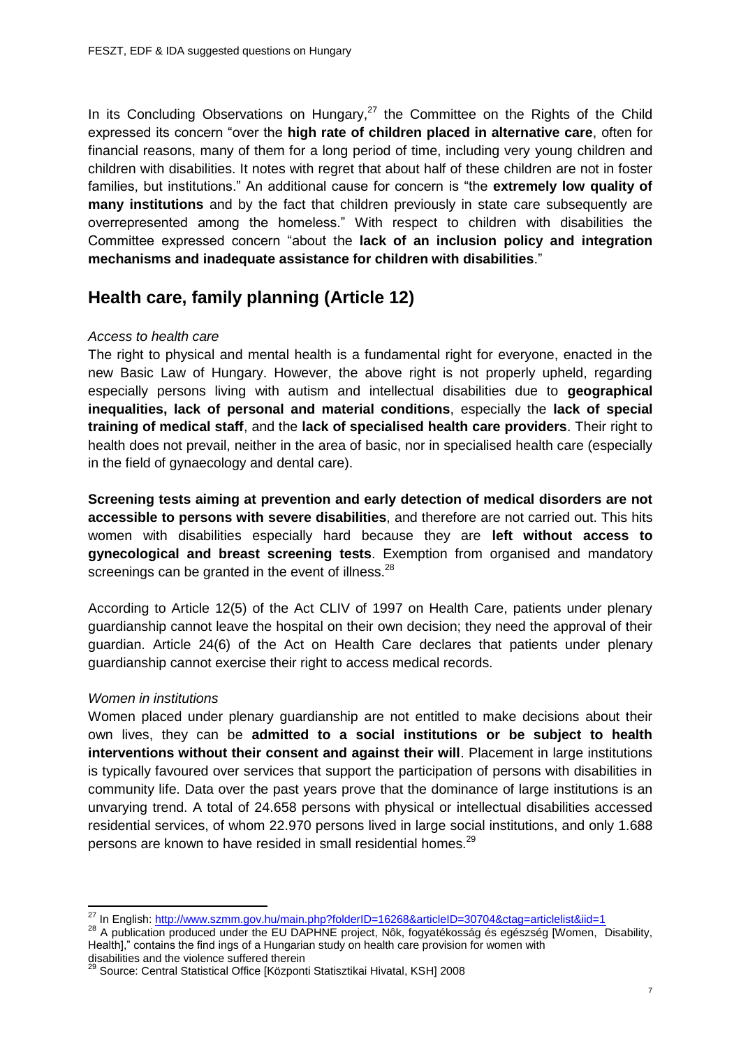In its Concluding Observations on Hungary,[27] the Committee on the Rights of the Child expressed its concern "over the **high rate of children placed in alternative care**, often for financial reasons, many of them for a long period of time, including very young children and children with disabilities. It notes with regret that about half of these children are not in foster families, but institutions." An additional cause for concern is "the **extremely low quality of many institutions** and by the fact that children previously in state care subsequently are overrepresented among the homeless." With respect to children with disabilities the Committee expressed concern "about the **lack of an inclusion policy and integration mechanisms and inadequate assistance for children with disabilities**."

## Health care, family planning (Article 12)

*Access to health care*

The right to physical and mental health is a fundamental right for everyone, enacted in the new Basic Law of Hungary. However, the above right is not properly upheld, regarding especially persons living with autism and intellectual disabilities due to **geographical inequalities, lack of personal and material conditions**, especially the **lack of special training of medical staff**, and the **lack of specialised health care providers**. Their right to health does not prevail, neither in the area of basic, nor in specialised health care (especially in the field of gynaecology and dental care).

**Screening tests aiming at prevention and early detection of medical disorders are not accessible to persons with severe disabilities**, and therefore are not carried out. This hits women with disabilities especially hard because they are **left without access to gynecological and breast screening tests**. Exemption from organised and mandatory screenings can be granted in the event of illness.[28]

According to Article 12(5) of the Act CLIV of 1997 on Health Care, patients under plenary guardianship cannot leave the hospital on their own decision; they need the approval of their guardian. Article 24(6) of the Act on Health Care declares that patients under plenary guardianship cannot exercise their right to access medical records.

*Women in institutions*

Women placed under plenary guardianship are not entitled to make decisions about their own lives, they can be **admitted to a social institutions or be subject to health interventions without their consent and against their will**. Placement in large institutions is typically favoured over services that support the participation of persons with disabilities in community life. Data over the past years prove that the dominance of large institutions is an unvarying trend. A total of 24.658 persons with physical or intellectual disabilities accessed residential services, of whom 22.970 persons lived in large social institutions, and only 1.688 persons are known to have resided in small residential homes.[29]

---

[27] In English: http://www.szmm.gov.hu/main.php?folderID=16268&articleID=30704&ctag=articlelist&iid=1

[28] A publication produced under the EU DAPHNE project, Nôk, fogyatékosság és egészség [Women, Disability, Health]," contains the find ings of a Hungarian study on health care provision for women with disabilities and the violence suffered therein

[29] Source: Central Statistical Office [Központi Statisztikai Hivatal, KSH] 2008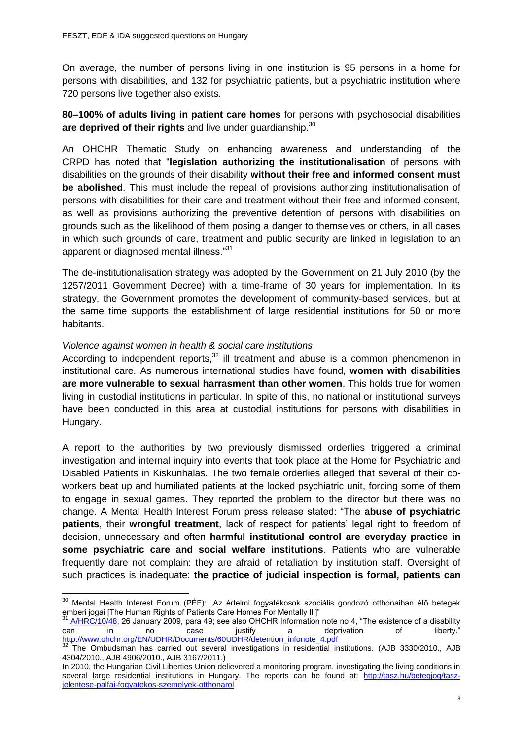On average, the number of persons living in one institution is 95 persons in a home for persons with disabilities, and 132 for psychiatric patients, but a psychiatric institution where 720 persons live together also exists.

**80–100% of adults living in patient care homes** for persons with psychosocial disabilities **are deprived of their rights** and live under guardianship.[30]

An OHCHR Thematic Study on enhancing awareness and understanding of the CRPD has noted that "**legislation authorizing the institutionalisation** of persons with disabilities on the grounds of their disability **without their free and informed consent must be abolished**. This must include the repeal of provisions authorizing institutionalisation of persons with disabilities for their care and treatment without their free and informed consent, as well as provisions authorizing the preventive detention of persons with disabilities on grounds such as the likelihood of them posing a danger to themselves or others, in all cases in which such grounds of care, treatment and public security are linked in legislation to an apparent or diagnosed mental illness."[31]

The de-institutionalisation strategy was adopted by the Government on 21 July 2010 (by the 1257/2011 Government Decree) with a time-frame of 30 years for implementation. In its strategy, the Government promotes the development of community-based services, but at the same time supports the establishment of large residential institutions for 50 or more habitants.

*Violence against women in health & social care institutions*

According to independent reports,[32] ill treatment and abuse is a common phenomenon in institutional care. As numerous international studies have found, **women with disabilities are more vulnerable to sexual harrasment than other women**. This holds true for women living in custodial institutions in particular. In spite of this, no national or institutional surveys have been conducted in this area at custodial institutions for persons with disabilities in Hungary.

A report to the authorities by two previously dismissed orderlies triggered a criminal investigation and internal inquiry into events that took place at the Home for Psychiatric and Disabled Patients in Kiskunhalas. The two female orderlies alleged that several of their co-workers beat up and humiliated patients at the locked psychiatric unit, forcing some of them to engage in sexual games. They reported the problem to the director but there was no change. A Mental Health Interest Forum press release stated: "The **abuse of psychiatric patients**, their **wrongful treatment**, lack of respect for patients' legal right to freedom of decision, unnecessary and often **harmful institutional control are everyday practice in some psychiatric care and social welfare institutions**. Patients who are vulnerable frequently dare not complain: they are afraid of retaliation by institution staff. Oversight of such practices is inadequate: **the practice of judicial inspection is formal, patients can**

---

[30] Mental Health Interest Forum (PÉF): „Az értelmi fogyatékosok szociális gondozó otthonaiban élô betegek emberi jogai [The Human Rights of Patients Care Homes For Mentally Ill]"

[31] A/HRC/10/48, 26 January 2009, para 49; see also OHCHR Information note no 4, "The existence of a disability can in no case justify a deprivation of liberty." http://www.ohchr.org/EN/UDHR/Documents/60UDHR/detention_infonote_4.pdf

[32] The Ombudsman has carried out several investigations in residential institutions. (AJB 3330/2010., AJB 4304/2010., AJB 4906/2010., AJB 3167/2011.)

In 2010, the Hungarian Civil Liberties Union delievered a monitoring program, investigating the living conditions in several large residential institutions in Hungary. The reports can be found at: http://tasz.hu/betegjog/tasz-jelentese-palfai-fogyatekos-szemelyek-otthonarol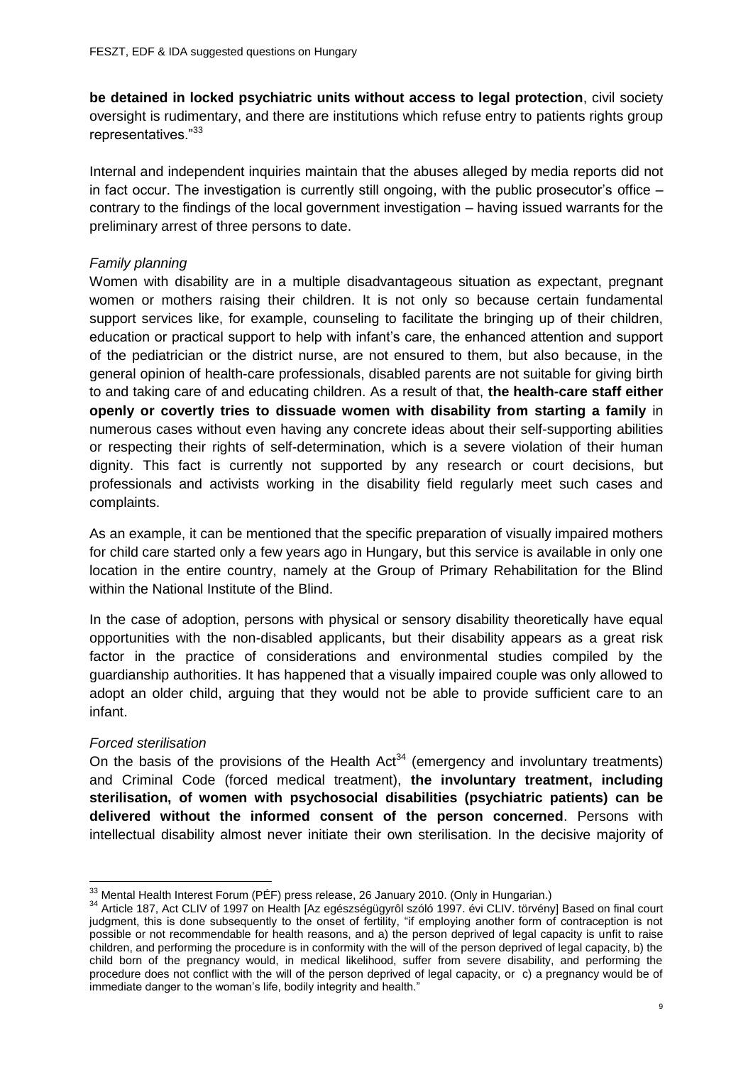**be detained in locked psychiatric units without access to legal protection**, civil society oversight is rudimentary, and there are institutions which refuse entry to patients rights group representatives."[33]

Internal and independent inquiries maintain that the abuses alleged by media reports did not in fact occur. The investigation is currently still ongoing, with the public prosecutor's office – contrary to the findings of the local government investigation – having issued warrants for the preliminary arrest of three persons to date.

*Family planning*

Women with disability are in a multiple disadvantageous situation as expectant, pregnant women or mothers raising their children. It is not only so because certain fundamental support services like, for example, counseling to facilitate the bringing up of their children, education or practical support to help with infant's care, the enhanced attention and support of the pediatrician or the district nurse, are not ensured to them, but also because, in the general opinion of health-care professionals, disabled parents are not suitable for giving birth to and taking care of and educating children. As a result of that, **the health-care staff either openly or covertly tries to dissuade women with disability from starting a family** in numerous cases without even having any concrete ideas about their self-supporting abilities or respecting their rights of self-determination, which is a severe violation of their human dignity. This fact is currently not supported by any research or court decisions, but professionals and activists working in the disability field regularly meet such cases and complaints.

As an example, it can be mentioned that the specific preparation of visually impaired mothers for child care started only a few years ago in Hungary, but this service is available in only one location in the entire country, namely at the Group of Primary Rehabilitation for the Blind within the National Institute of the Blind.

In the case of adoption, persons with physical or sensory disability theoretically have equal opportunities with the non-disabled applicants, but their disability appears as a great risk factor in the practice of considerations and environmental studies compiled by the guardianship authorities. It has happened that a visually impaired couple was only allowed to adopt an older child, arguing that they would not be able to provide sufficient care to an infant.

*Forced sterilisation*

On the basis of the provisions of the Health Act[34] (emergency and involuntary treatments) and Criminal Code (forced medical treatment), **the involuntary treatment, including sterilisation, of women with psychosocial disabilities (psychiatric patients) can be delivered without the informed consent of the person concerned**. Persons with intellectual disability almost never initiate their own sterilisation. In the decisive majority of

---

[33] Mental Health Interest Forum (PÉF) press release, 26 January 2010. (Only in Hungarian.)

[34] Article 187, Act CLIV of 1997 on Health [Az egészségügyrôl szóló 1997. évi CLIV. törvény] Based on final court judgment, this is done subsequently to the onset of fertility, "if employing another form of contraception is not possible or not recommendable for health reasons, and a) the person deprived of legal capacity is unfit to raise children, and performing the procedure is in conformity with the will of the person deprived of legal capacity, b) the child born of the pregnancy would, in medical likelihood, suffer from severe disability, and performing the procedure does not conflict with the will of the person deprived of legal capacity, or c) a pregnancy would be of immediate danger to the woman's life, bodily integrity and health."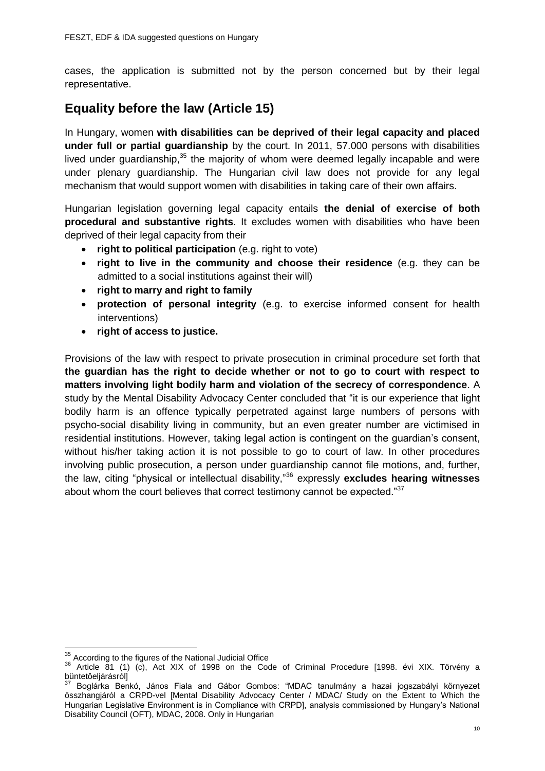cases, the application is submitted not by the person concerned but by their legal representative.

## Equality before the law (Article 15)

In Hungary, women **with disabilities can be deprived of their legal capacity and placed under full or partial guardianship** by the court. In 2011, 57.000 persons with disabilities lived under guardianship,[35] the majority of whom were deemed legally incapable and were under plenary guardianship. The Hungarian civil law does not provide for any legal mechanism that would support women with disabilities in taking care of their own affairs.

Hungarian legislation governing legal capacity entails **the denial of exercise of both procedural and substantive rights**. It excludes women with disabilities who have been deprived of their legal capacity from their

- **right to political participation** (e.g. right to vote)
- **right to live in the community and choose their residence** (e.g. they can be admitted to a social institutions against their will)
- **right to marry and right to family**
- **protection of personal integrity** (e.g. to exercise informed consent for health interventions)
- **right of access to justice.**

Provisions of the law with respect to private prosecution in criminal procedure set forth that **the guardian has the right to decide whether or not to go to court with respect to matters involving light bodily harm and violation of the secrecy of correspondence**. A study by the Mental Disability Advocacy Center concluded that "it is our experience that light bodily harm is an offence typically perpetrated against large numbers of persons with psycho-social disability living in community, but an even greater number are victimised in residential institutions. However, taking legal action is contingent on the guardian's consent, without his/her taking action it is not possible to go to court of law. In other procedures involving public prosecution, a person under guardianship cannot file motions, and, further, the law, citing "physical or intellectual disability,"[36] expressly **excludes hearing witnesses** about whom the court believes that correct testimony cannot be expected."[37]

---

[35] According to the figures of the National Judicial Office

[36] Article 81 (1) (c), Act XIX of 1998 on the Code of Criminal Procedure [1998. évi XIX. Törvény a büntetôeljárásról]

[37] Boglárka Benkó, János Fiala and Gábor Gombos: "MDAC tanulmány a hazai jogszabályi környezet összhangjáról a CRPD-vel [Mental Disability Advocacy Center / MDAC/ Study on the Extent to Which the Hungarian Legislative Environment is in Compliance with CRPD], analysis commissioned by Hungary's National Disability Council (OFT), MDAC, 2008. Only in Hungarian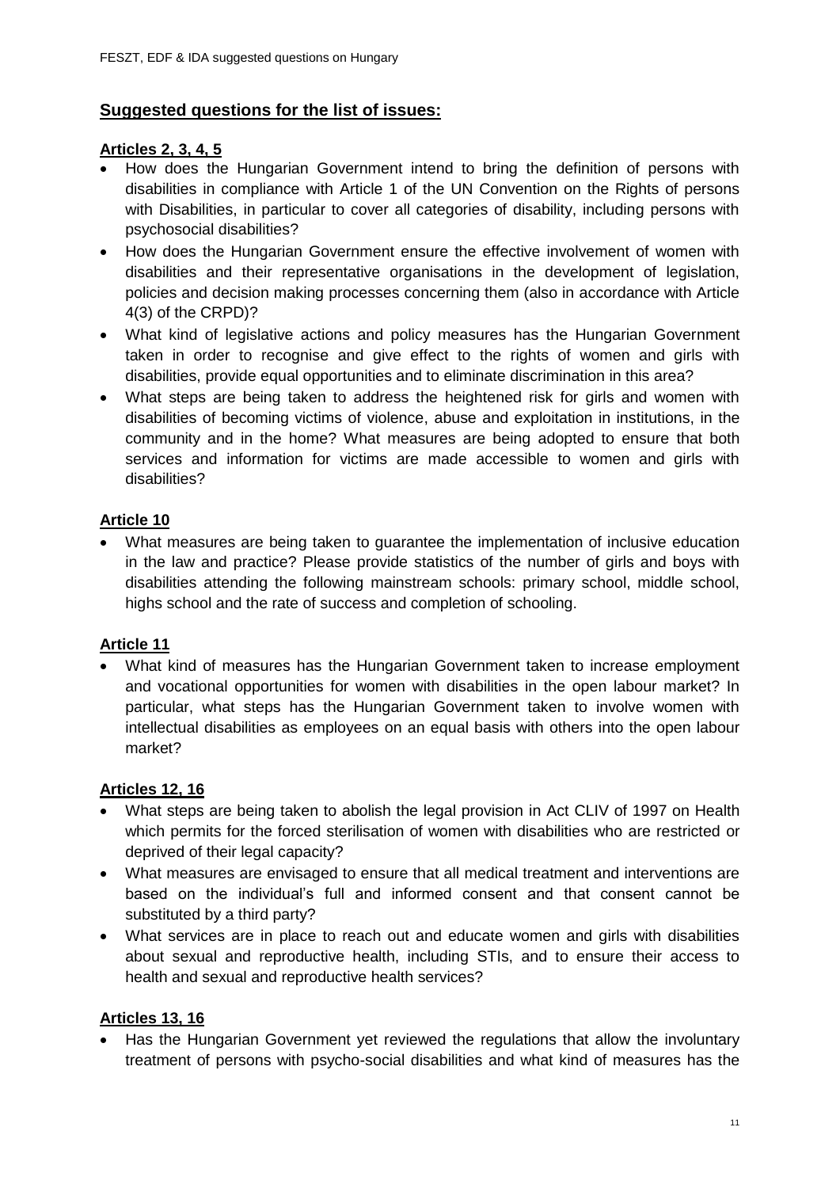## **Suggested questions for the list of issues:**

### **Articles 2, 3, 4, 5**

- How does the Hungarian Government intend to bring the definition of persons with disabilities in compliance with Article 1 of the UN Convention on the Rights of persons with Disabilities, in particular to cover all categories of disability, including persons with psychosocial disabilities?
- How does the Hungarian Government ensure the effective involvement of women with disabilities and their representative organisations in the development of legislation, policies and decision making processes concerning them (also in accordance with Article 4(3) of the CRPD)?
- What kind of legislative actions and policy measures has the Hungarian Government taken in order to recognise and give effect to the rights of women and girls with disabilities, provide equal opportunities and to eliminate discrimination in this area?
- What steps are being taken to address the heightened risk for girls and women with disabilities of becoming victims of violence, abuse and exploitation in institutions, in the community and in the home? What measures are being adopted to ensure that both services and information for victims are made accessible to women and girls with disabilities?

### **Article 10**

- What measures are being taken to guarantee the implementation of inclusive education in the law and practice? Please provide statistics of the number of girls and boys with disabilities attending the following mainstream schools: primary school, middle school, highs school and the rate of success and completion of schooling.

### **Article 11**

- What kind of measures has the Hungarian Government taken to increase employment and vocational opportunities for women with disabilities in the open labour market? In particular, what steps has the Hungarian Government taken to involve women with intellectual disabilities as employees on an equal basis with others into the open labour market?

### **Articles 12, 16**

- What steps are being taken to abolish the legal provision in Act CLIV of 1997 on Health which permits for the forced sterilisation of women with disabilities who are restricted or deprived of their legal capacity?
- What measures are envisaged to ensure that all medical treatment and interventions are based on the individual's full and informed consent and that consent cannot be substituted by a third party?
- What services are in place to reach out and educate women and girls with disabilities about sexual and reproductive health, including STIs, and to ensure their access to health and sexual and reproductive health services?

### **Articles 13, 16**

- Has the Hungarian Government yet reviewed the regulations that allow the involuntary treatment of persons with psycho-social disabilities and what kind of measures has the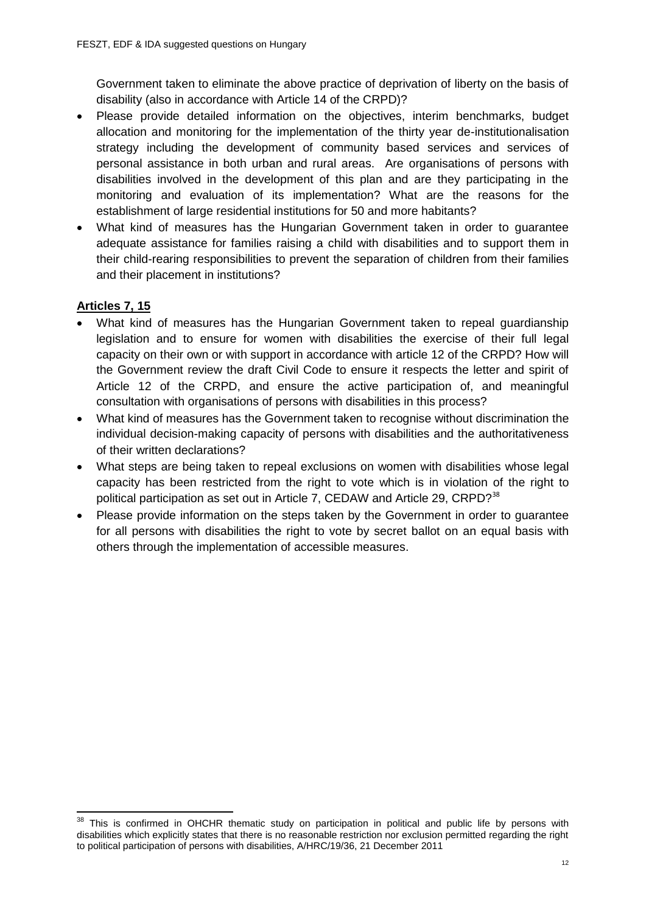Government taken to eliminate the above practice of deprivation of liberty on the basis of disability (also in accordance with Article 14 of the CRPD)?

- Please provide detailed information on the objectives, interim benchmarks, budget allocation and monitoring for the implementation of the thirty year de-institutionalisation strategy including the development of community based services and services of personal assistance in both urban and rural areas. Are organisations of persons with disabilities involved in the development of this plan and are they participating in the monitoring and evaluation of its implementation? What are the reasons for the establishment of large residential institutions for 50 and more habitants?
- What kind of measures has the Hungarian Government taken in order to guarantee adequate assistance for families raising a child with disabilities and to support them in their child-rearing responsibilities to prevent the separation of children from their families and their placement in institutions?

## Articles 7, 15

- What kind of measures has the Hungarian Government taken to repeal guardianship legislation and to ensure for women with disabilities the exercise of their full legal capacity on their own or with support in accordance with article 12 of the CRPD? How will the Government review the draft Civil Code to ensure it respects the letter and spirit of Article 12 of the CRPD, and ensure the active participation of, and meaningful consultation with organisations of persons with disabilities in this process?
- What kind of measures has the Government taken to recognise without discrimination the individual decision-making capacity of persons with disabilities and the authoritativeness of their written declarations?
- What steps are being taken to repeal exclusions on women with disabilities whose legal capacity has been restricted from the right to vote which is in violation of the right to political participation as set out in Article 7, CEDAW and Article 29, CRPD?[38]
- Please provide information on the steps taken by the Government in order to guarantee for all persons with disabilities the right to vote by secret ballot on an equal basis with others through the implementation of accessible measures.

---

[38] This is confirmed in OHCHR thematic study on participation in political and public life by persons with disabilities which explicitly states that there is no reasonable restriction nor exclusion permitted regarding the right to political participation of persons with disabilities, A/HRC/19/36, 21 December 2011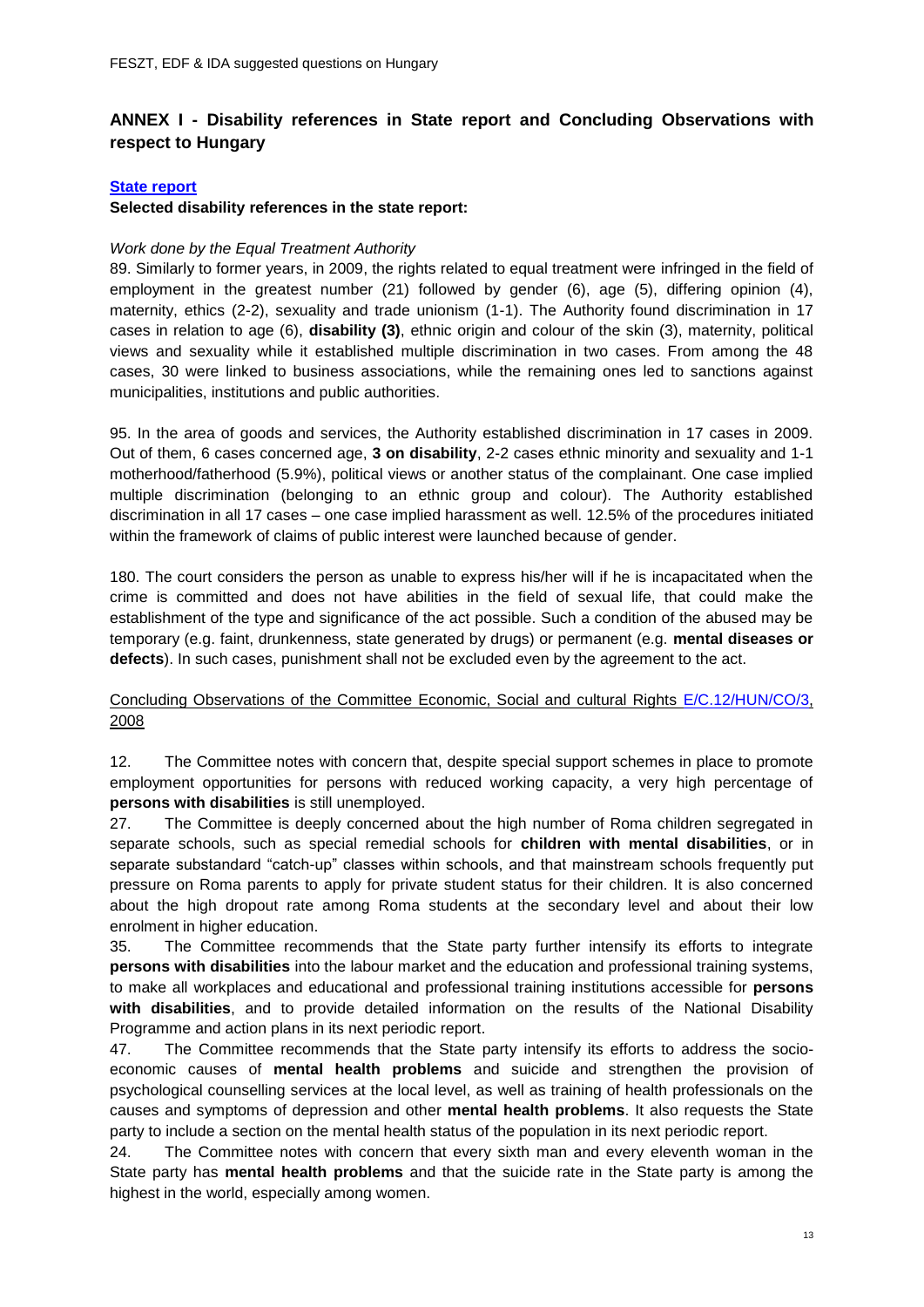## ANNEX I - Disability references in State report and Concluding Observations with respect to Hungary

**State report**

**Selected disability references in the state report:**

*Work done by the Equal Treatment Authority*

89. Similarly to former years, in 2009, the rights related to equal treatment were infringed in the field of employment in the greatest number (21) followed by gender (6), age (5), differing opinion (4), maternity, ethics (2-2), sexuality and trade unionism (1-1). The Authority found discrimination in 17 cases in relation to age (6), **disability (3)**, ethnic origin and colour of the skin (3), maternity, political views and sexuality while it established multiple discrimination in two cases. From among the 48 cases, 30 were linked to business associations, while the remaining ones led to sanctions against municipalities, institutions and public authorities.

95. In the area of goods and services, the Authority established discrimination in 17 cases in 2009. Out of them, 6 cases concerned age, **3 on disability**, 2-2 cases ethnic minority and sexuality and 1-1 motherhood/fatherhood (5.9%), political views or another status of the complainant. One case implied multiple discrimination (belonging to an ethnic group and colour). The Authority established discrimination in all 17 cases – one case implied harassment as well. 12.5% of the procedures initiated within the framework of claims of public interest were launched because of gender.

180. The court considers the person as unable to express his/her will if he is incapacitated when the crime is committed and does not have abilities in the field of sexual life, that could make the establishment of the type and significance of the act possible. Such a condition of the abused may be temporary (e.g. faint, drunkenness, state generated by drugs) or permanent (e.g. **mental diseases or defects**). In such cases, punishment shall not be excluded even by the agreement to the act.

Concluding Observations of the Committee Economic, Social and cultural Rights E/C.12/HUN/CO/3, 2008

12. The Committee notes with concern that, despite special support schemes in place to promote employment opportunities for persons with reduced working capacity, a very high percentage of **persons with disabilities** is still unemployed.

27. The Committee is deeply concerned about the high number of Roma children segregated in separate schools, such as special remedial schools for **children with mental disabilities**, or in separate substandard "catch-up" classes within schools, and that mainstream schools frequently put pressure on Roma parents to apply for private student status for their children. It is also concerned about the high dropout rate among Roma students at the secondary level and about their low enrolment in higher education.

35. The Committee recommends that the State party further intensify its efforts to integrate **persons with disabilities** into the labour market and the education and professional training systems, to make all workplaces and educational and professional training institutions accessible for **persons with disabilities**, and to provide detailed information on the results of the National Disability Programme and action plans in its next periodic report.

47. The Committee recommends that the State party intensify its efforts to address the socio-economic causes of **mental health problems** and suicide and strengthen the provision of psychological counselling services at the local level, as well as training of health professionals on the causes and symptoms of depression and other **mental health problems**. It also requests the State party to include a section on the mental health status of the population in its next periodic report.

24. The Committee notes with concern that every sixth man and every eleventh woman in the State party has **mental health problems** and that the suicide rate in the State party is among the highest in the world, especially among women.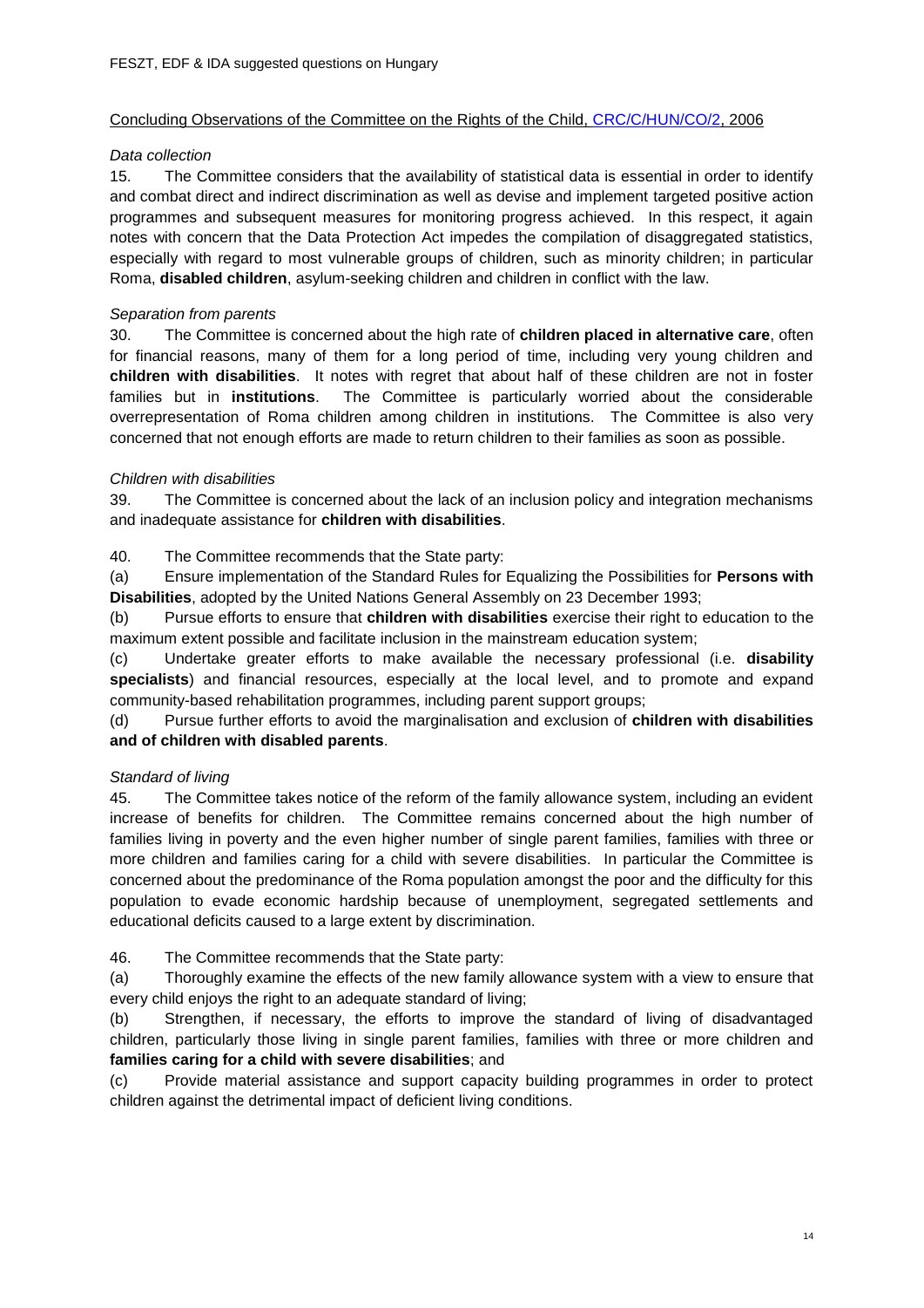Concluding Observations of the Committee on the Rights of the Child, CRC/C/HUN/CO/2, 2006

*Data collection*

15. The Committee considers that the availability of statistical data is essential in order to identify and combat direct and indirect discrimination as well as devise and implement targeted positive action programmes and subsequent measures for monitoring progress achieved. In this respect, it again notes with concern that the Data Protection Act impedes the compilation of disaggregated statistics, especially with regard to most vulnerable groups of children, such as minority children; in particular Roma, **disabled children**, asylum-seeking children and children in conflict with the law.

*Separation from parents*

30. The Committee is concerned about the high rate of **children placed in alternative care**, often for financial reasons, many of them for a long period of time, including very young children and **children with disabilities**. It notes with regret that about half of these children are not in foster families but in **institutions**. The Committee is particularly worried about the considerable overrepresentation of Roma children among children in institutions. The Committee is also very concerned that not enough efforts are made to return children to their families as soon as possible.

*Children with disabilities*

39. The Committee is concerned about the lack of an inclusion policy and integration mechanisms and inadequate assistance for **children with disabilities**.

40. The Committee recommends that the State party:

(a) Ensure implementation of the Standard Rules for Equalizing the Possibilities for **Persons with Disabilities**, adopted by the United Nations General Assembly on 23 December 1993;

(b) Pursue efforts to ensure that **children with disabilities** exercise their right to education to the maximum extent possible and facilitate inclusion in the mainstream education system;

(c) Undertake greater efforts to make available the necessary professional (i.e. **disability specialists**) and financial resources, especially at the local level, and to promote and expand community-based rehabilitation programmes, including parent support groups;

(d) Pursue further efforts to avoid the marginalisation and exclusion of **children with disabilities and of children with disabled parents**.

*Standard of living*

45. The Committee takes notice of the reform of the family allowance system, including an evident increase of benefits for children. The Committee remains concerned about the high number of families living in poverty and the even higher number of single parent families, families with three or more children and families caring for a child with severe disabilities. In particular the Committee is concerned about the predominance of the Roma population amongst the poor and the difficulty for this population to evade economic hardship because of unemployment, segregated settlements and educational deficits caused to a large extent by discrimination.

46. The Committee recommends that the State party:

(a) Thoroughly examine the effects of the new family allowance system with a view to ensure that every child enjoys the right to an adequate standard of living;

(b) Strengthen, if necessary, the efforts to improve the standard of living of disadvantaged children, particularly those living in single parent families, families with three or more children and **families caring for a child with severe disabilities**; and

(c) Provide material assistance and support capacity building programmes in order to protect children against the detrimental impact of deficient living conditions.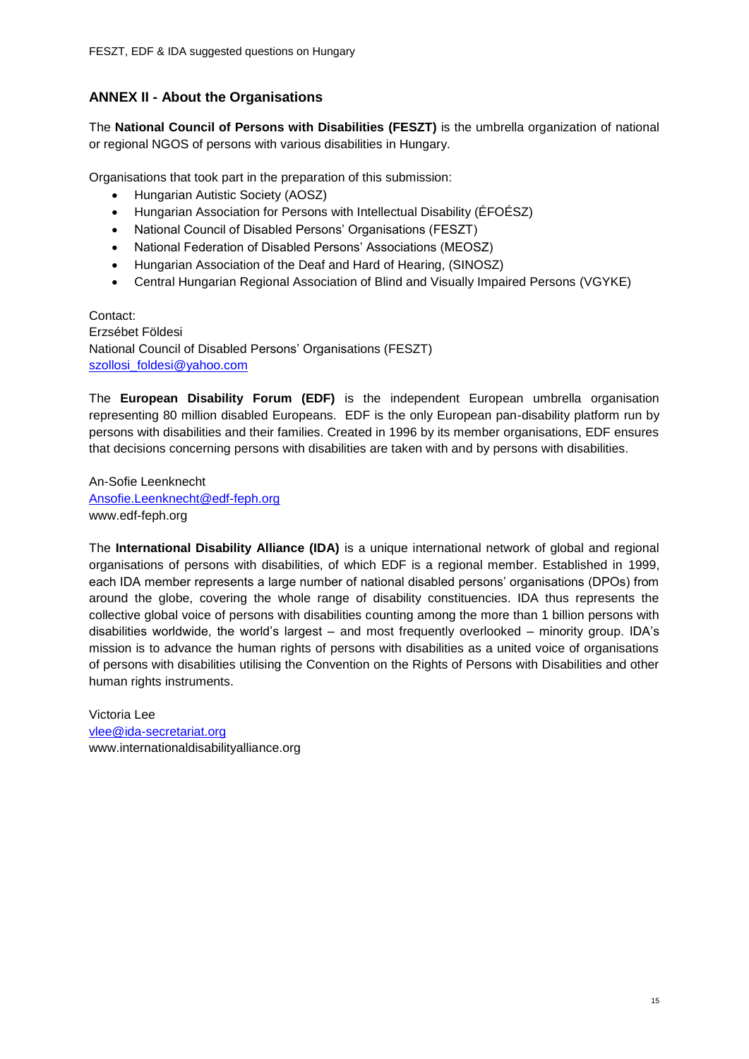## ANNEX II - About the Organisations

The **National Council of Persons with Disabilities (FESZT)** is the umbrella organization of national or regional NGOS of persons with various disabilities in Hungary.

Organisations that took part in the preparation of this submission:

- Hungarian Autistic Society (AOSZ)
- Hungarian Association for Persons with Intellectual Disability (ÉFOÉSZ)
- National Council of Disabled Persons' Organisations (FESZT)
- National Federation of Disabled Persons' Associations (MEOSZ)
- Hungarian Association of the Deaf and Hard of Hearing, (SINOSZ)
- Central Hungarian Regional Association of Blind and Visually Impaired Persons (VGYKE)

Contact:
Erzsébet Földesi
National Council of Disabled Persons' Organisations (FESZT)
szollosi_foldesi@yahoo.com

The **European Disability Forum (EDF)** is the independent European umbrella organisation representing 80 million disabled Europeans. EDF is the only European pan-disability platform run by persons with disabilities and their families. Created in 1996 by its member organisations, EDF ensures that decisions concerning persons with disabilities are taken with and by persons with disabilities.

An-Sofie Leenknecht
Ansofie.Leenknecht@edf-feph.org
www.edf-feph.org

The **International Disability Alliance (IDA)** is a unique international network of global and regional organisations of persons with disabilities, of which EDF is a regional member. Established in 1999, each IDA member represents a large number of national disabled persons' organisations (DPOs) from around the globe, covering the whole range of disability constituencies. IDA thus represents the collective global voice of persons with disabilities counting among the more than 1 billion persons with disabilities worldwide, the world's largest – and most frequently overlooked – minority group. IDA's mission is to advance the human rights of persons with disabilities as a united voice of organisations of persons with disabilities utilising the Convention on the Rights of Persons with Disabilities and other human rights instruments.

Victoria Lee
vlee@ida-secretariat.org
www.internationaldisabilityalliance.org